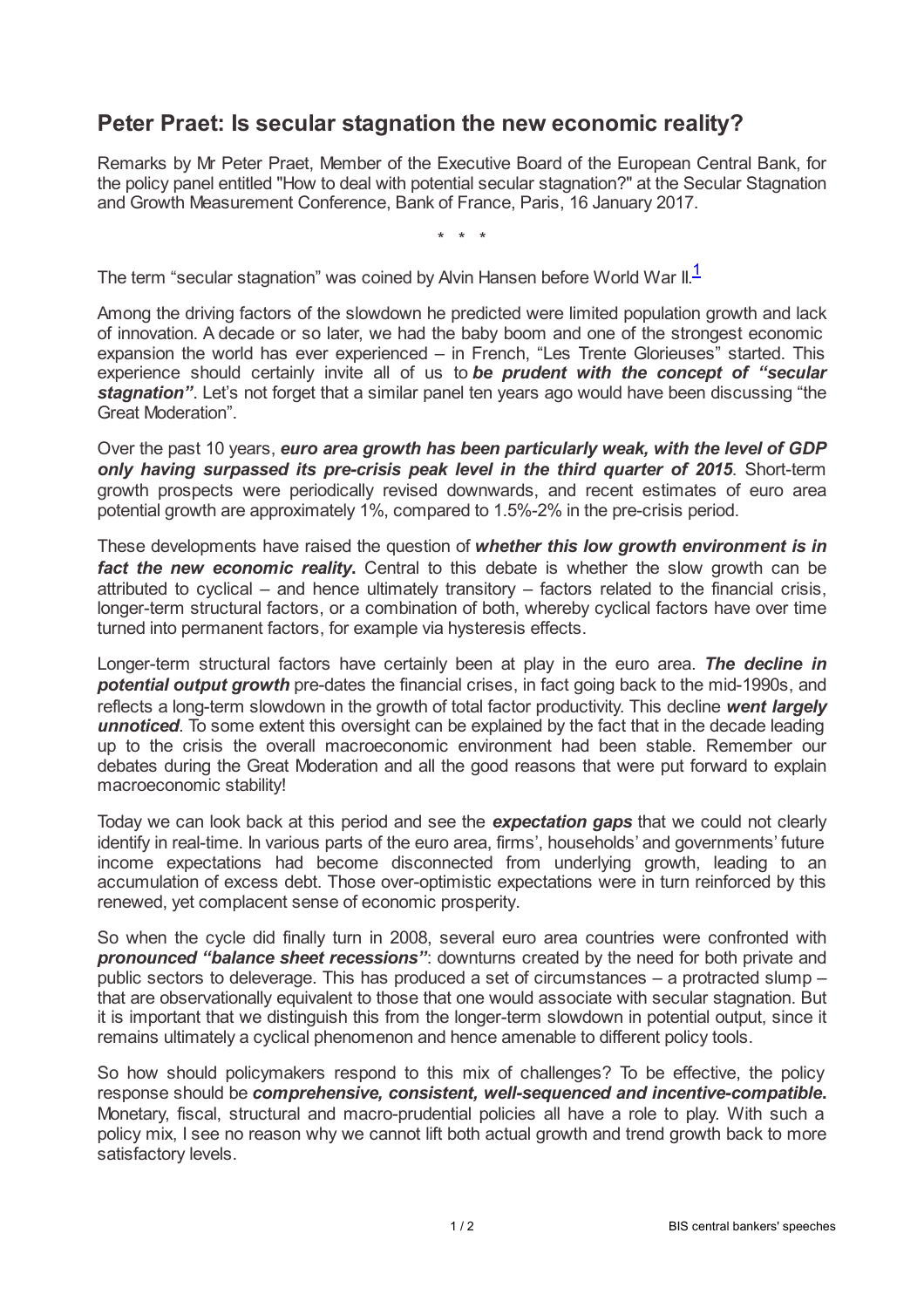# Peter Praet: Is secular stagnation the new economic reality?

Remarks by Mr Peter Praet, Member of the Executive Board of the European Central Bank, for the policy panel entitled "How to deal with potential secular stagnation?" at the Secular Stagnation and Growth Measurement Conference, Bank of France, Paris, 16 January 2017.

\* \* \*

The term "secular stagnation" was coined by Alvin Hansen before World War II.[1]

Among the driving factors of the slowdown he predicted were limited population growth and lack of innovation. A decade or so later, we had the baby boom and one of the strongest economic expansion the world has ever experienced – in French, "Les Trente Glorieuses" started. This experience should certainly invite all of us to ***be prudent with the concept of "secular stagnation"***. Let's not forget that a similar panel ten years ago would have been discussing "the Great Moderation".

Over the past 10 years, ***euro area growth has been particularly weak, with the level of GDP only having surpassed its pre-crisis peak level in the third quarter of 2015***. Short-term growth prospects were periodically revised downwards, and recent estimates of euro area potential growth are approximately 1%, compared to 1.5%-2% in the pre-crisis period.

These developments have raised the question of ***whether this low growth environment is in fact the new economic reality.*** Central to this debate is whether the slow growth can be attributed to cyclical – and hence ultimately transitory – factors related to the financial crisis, longer-term structural factors, or a combination of both, whereby cyclical factors have over time turned into permanent factors, for example via hysteresis effects.

Longer-term structural factors have certainly been at play in the euro area. ***The decline in potential output growth*** pre-dates the financial crises, in fact going back to the mid-1990s, and reflects a long-term slowdown in the growth of total factor productivity. This decline ***went largely unnoticed***. To some extent this oversight can be explained by the fact that in the decade leading up to the crisis the overall macroeconomic environment had been stable. Remember our debates during the Great Moderation and all the good reasons that were put forward to explain macroeconomic stability!

Today we can look back at this period and see the ***expectation gaps*** that we could not clearly identify in real-time. In various parts of the euro area, firms', households' and governments' future income expectations had become disconnected from underlying growth, leading to an accumulation of excess debt. Those over-optimistic expectations were in turn reinforced by this renewed, yet complacent sense of economic prosperity.

So when the cycle did finally turn in 2008, several euro area countries were confronted with ***pronounced "balance sheet recessions"***: downturns created by the need for both private and public sectors to deleverage. This has produced a set of circumstances – a protracted slump – that are observationally equivalent to those that one would associate with secular stagnation. But it is important that we distinguish this from the longer-term slowdown in potential output, since it remains ultimately a cyclical phenomenon and hence amenable to different policy tools.

So how should policymakers respond to this mix of challenges? To be effective, the policy response should be ***comprehensive, consistent, well-sequenced and incentive-compatible.*** Monetary, fiscal, structural and macro-prudential policies all have a role to play. With such a policy mix, I see no reason why we cannot lift both actual growth and trend growth back to more satisfactory levels.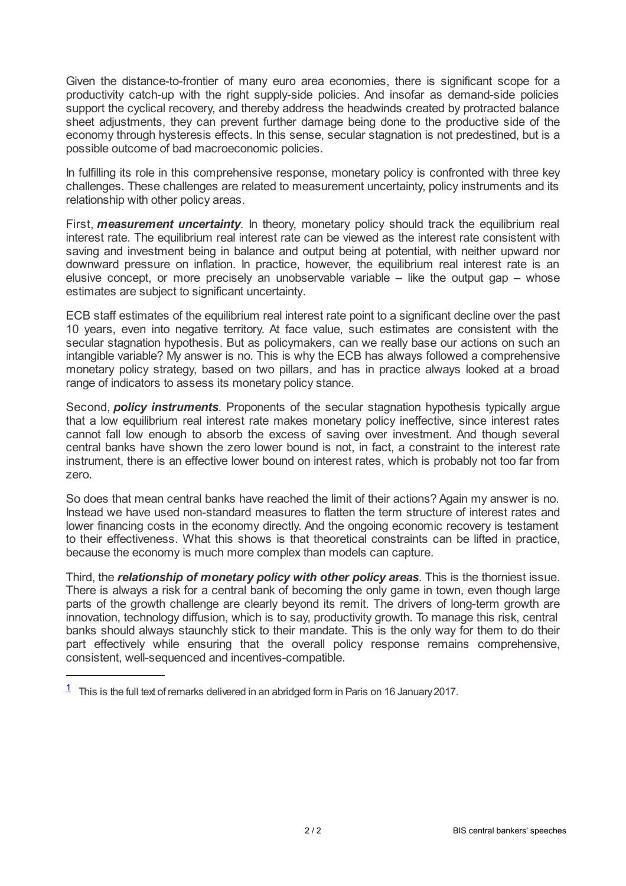Given the distance-to-frontier of many euro area economies, there is significant scope for a productivity catch-up with the right supply-side policies. And insofar as demand-side policies support the cyclical recovery, and thereby address the headwinds created by protracted balance sheet adjustments, they can prevent further damage being done to the productive side of the economy through hysteresis effects. In this sense, secular stagnation is not predestined, but is a possible outcome of bad macroeconomic policies.

In fulfilling its role in this comprehensive response, monetary policy is confronted with three key challenges. These challenges are related to measurement uncertainty, policy instruments and its relationship with other policy areas.

First, ***measurement uncertainty***. In theory, monetary policy should track the equilibrium real interest rate. The equilibrium real interest rate can be viewed as the interest rate consistent with saving and investment being in balance and output being at potential, with neither upward nor downward pressure on inflation. In practice, however, the equilibrium real interest rate is an elusive concept, or more precisely an unobservable variable – like the output gap – whose estimates are subject to significant uncertainty.

ECB staff estimates of the equilibrium real interest rate point to a significant decline over the past 10 years, even into negative territory. At face value, such estimates are consistent with the secular stagnation hypothesis. But as policymakers, can we really base our actions on such an intangible variable? My answer is no. This is why the ECB has always followed a comprehensive monetary policy strategy, based on two pillars, and has in practice always looked at a broad range of indicators to assess its monetary policy stance.

Second, ***policy instruments***. Proponents of the secular stagnation hypothesis typically argue that a low equilibrium real interest rate makes monetary policy ineffective, since interest rates cannot fall low enough to absorb the excess of saving over investment. And though several central banks have shown the zero lower bound is not, in fact, a constraint to the interest rate instrument, there is an effective lower bound on interest rates, which is probably not too far from zero.

So does that mean central banks have reached the limit of their actions? Again my answer is no. Instead we have used non-standard measures to flatten the term structure of interest rates and lower financing costs in the economy directly. And the ongoing economic recovery is testament to their effectiveness. What this shows is that theoretical constraints can be lifted in practice, because the economy is much more complex than models can capture.

Third, the ***relationship of monetary policy with other policy areas***. This is the thorniest issue. There is always a risk for a central bank of becoming the only game in town, even though large parts of the growth challenge are clearly beyond its remit. The drivers of long-term growth are innovation, technology diffusion, which is to say, productivity growth. To manage this risk, central banks should always staunchly stick to their mandate. This is the only way for them to do their part effectively while ensuring that the overall policy response remains comprehensive, consistent, well-sequenced and incentives-compatible.

---

[1] This is the full text of remarks delivered in an abridged form in Paris on 16 January 2017.